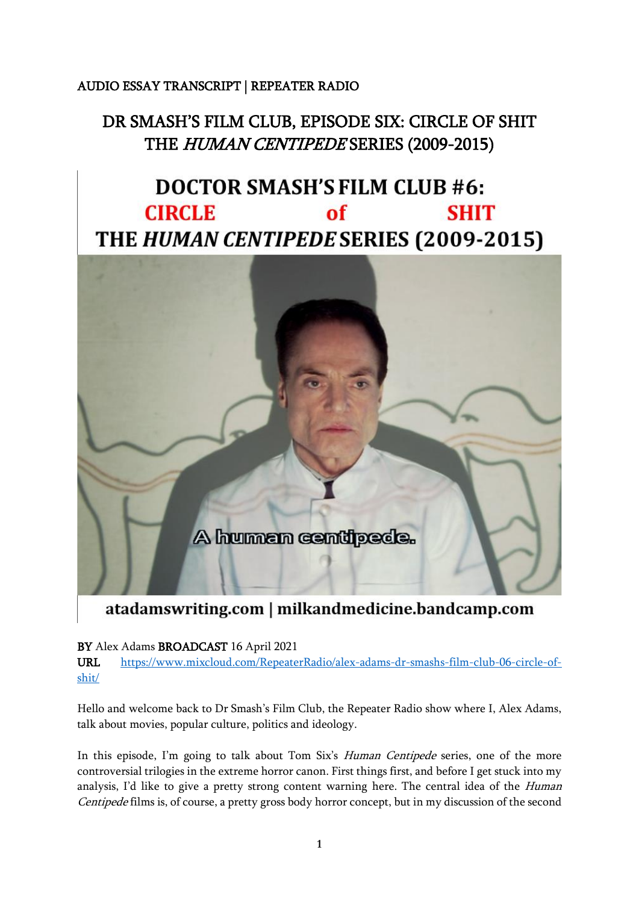AUDIO ESSAY TRANSCRIPT | REPEATER RADIO

# DR SMASH'S FILM CLUB, EPISODE SIX: CIRCLE OF SHIT THE *HUMAN CENTIPEDE* SERIES (2009-2015)

**BY** Alex Adams **BROADCAST** 16 April 2021
**URL** https://www.mixcloud.com/RepeaterRadio/alex-adams-dr-smashs-film-club-06-circle-of-shit/

Hello and welcome back to Dr Smash's Film Club, the Repeater Radio show where I, Alex Adams, talk about movies, popular culture, politics and ideology.

In this episode, I'm going to talk about Tom Six's *Human Centipede* series, one of the more controversial trilogies in the extreme horror canon. First things first, and before I get stuck into my analysis, I'd like to give a pretty strong content warning here. The central idea of the *Human Centipede* films is, of course, a pretty gross body horror concept, but in my discussion of the second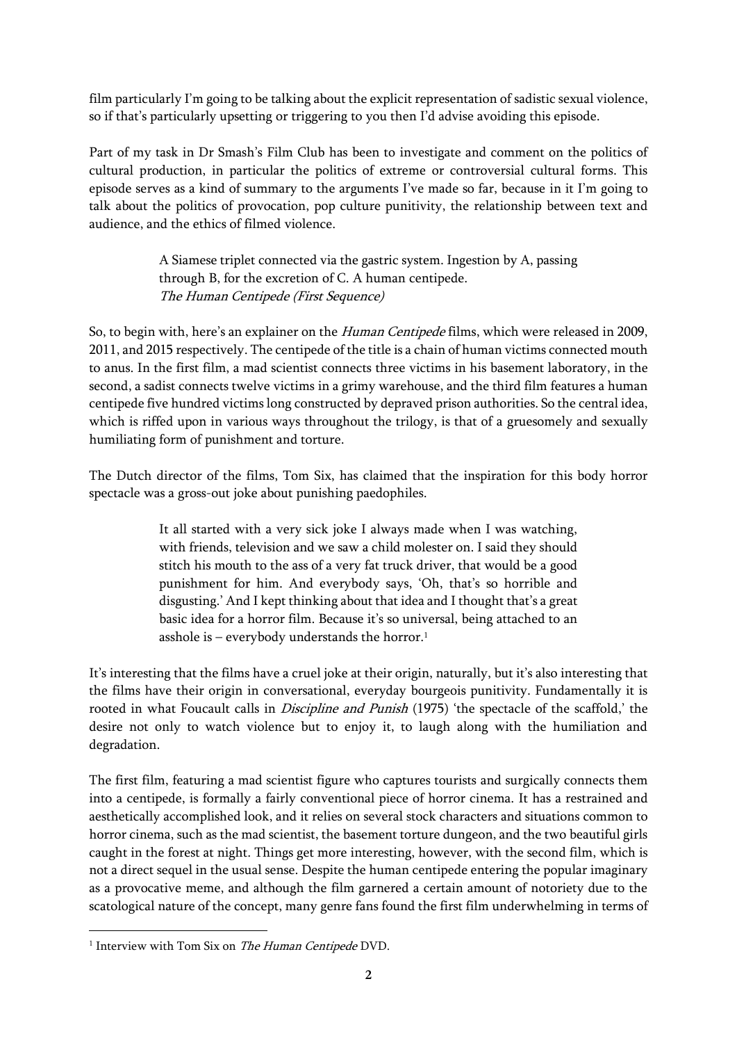film particularly I'm going to be talking about the explicit representation of sadistic sexual violence, so if that's particularly upsetting or triggering to you then I'd advise avoiding this episode.

Part of my task in Dr Smash's Film Club has been to investigate and comment on the politics of cultural production, in particular the politics of extreme or controversial cultural forms. This episode serves as a kind of summary to the arguments I've made so far, because in it I'm going to talk about the politics of provocation, pop culture punitivity, the relationship between text and audience, and the ethics of filmed violence.

> A Siamese triplet connected via the gastric system. Ingestion by A, passing through B, for the excretion of C. A human centipede.
> *The Human Centipede (First Sequence)*

So, to begin with, here's an explainer on the *Human Centipede* films, which were released in 2009, 2011, and 2015 respectively. The centipede of the title is a chain of human victims connected mouth to anus. In the first film, a mad scientist connects three victims in his basement laboratory, in the second, a sadist connects twelve victims in a grimy warehouse, and the third film features a human centipede five hundred victims long constructed by depraved prison authorities. So the central idea, which is riffed upon in various ways throughout the trilogy, is that of a gruesomely and sexually humiliating form of punishment and torture.

The Dutch director of the films, Tom Six, has claimed that the inspiration for this body horror spectacle was a gross-out joke about punishing paedophiles.

> It all started with a very sick joke I always made when I was watching, with friends, television and we saw a child molester on. I said they should stitch his mouth to the ass of a very fat truck driver, that would be a good punishment for him. And everybody says, 'Oh, that's so horrible and disgusting.' And I kept thinking about that idea and I thought that's a great basic idea for a horror film. Because it's so universal, being attached to an asshole is – everybody understands the horror.[1]

It's interesting that the films have a cruel joke at their origin, naturally, but it's also interesting that the films have their origin in conversational, everyday bourgeois punitivity. Fundamentally it is rooted in what Foucault calls in *Discipline and Punish* (1975) 'the spectacle of the scaffold,' the desire not only to watch violence but to enjoy it, to laugh along with the humiliation and degradation.

The first film, featuring a mad scientist figure who captures tourists and surgically connects them into a centipede, is formally a fairly conventional piece of horror cinema. It has a restrained and aesthetically accomplished look, and it relies on several stock characters and situations common to horror cinema, such as the mad scientist, the basement torture dungeon, and the two beautiful girls caught in the forest at night. Things get more interesting, however, with the second film, which is not a direct sequel in the usual sense. Despite the human centipede entering the popular imaginary as a provocative meme, and although the film garnered a certain amount of notoriety due to the scatological nature of the concept, many genre fans found the first film underwhelming in terms of

---

[1] Interview with Tom Six on *The Human Centipede* DVD.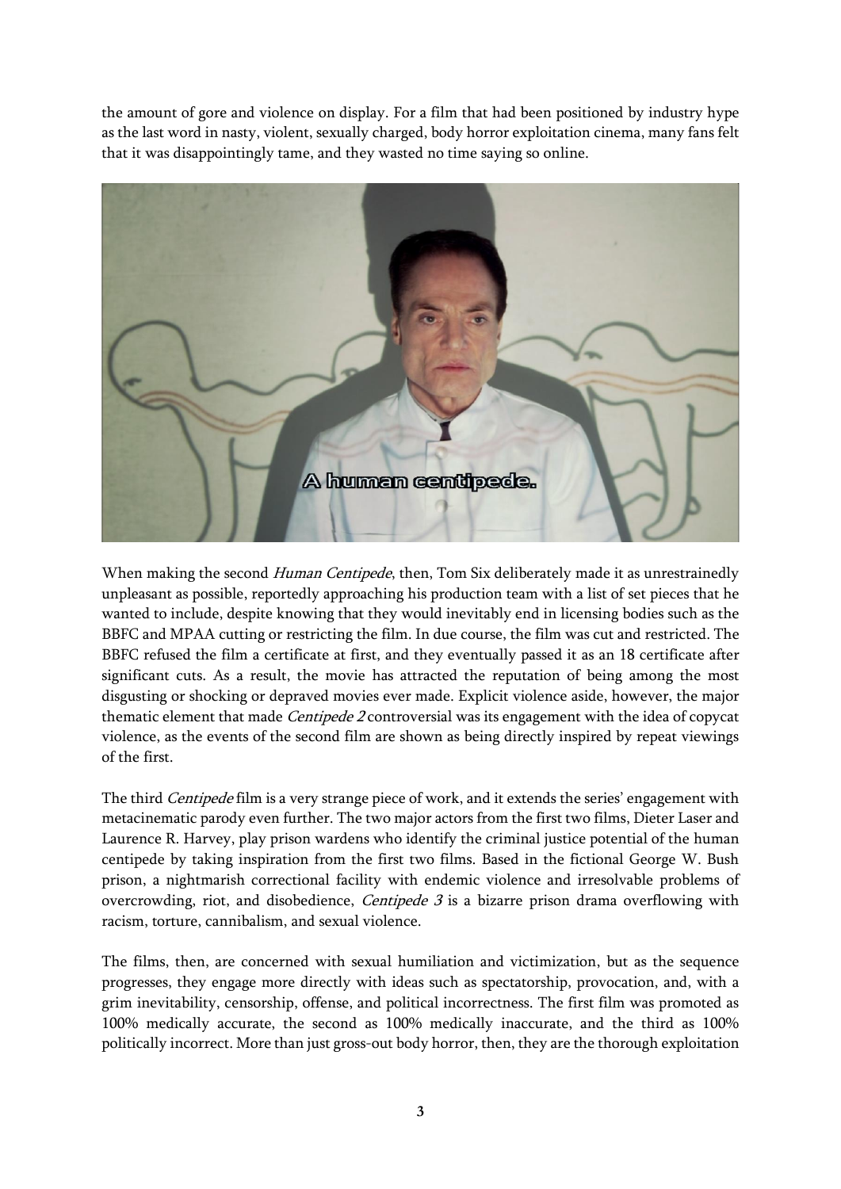the amount of gore and violence on display. For a film that had been positioned by industry hype as the last word in nasty, violent, sexually charged, body horror exploitation cinema, many fans felt that it was disappointingly tame, and they wasted no time saying so online.

When making the second *Human Centipede*, then, Tom Six deliberately made it as unrestrainedly unpleasant as possible, reportedly approaching his production team with a list of set pieces that he wanted to include, despite knowing that they would inevitably end in licensing bodies such as the BBFC and MPAA cutting or restricting the film. In due course, the film was cut and restricted. The BBFC refused the film a certificate at first, and they eventually passed it as an 18 certificate after significant cuts. As a result, the movie has attracted the reputation of being among the most disgusting or shocking or depraved movies ever made. Explicit violence aside, however, the major thematic element that made *Centipede 2* controversial was its engagement with the idea of copycat violence, as the events of the second film are shown as being directly inspired by repeat viewings of the first.

The third *Centipede* film is a very strange piece of work, and it extends the series' engagement with metacinematic parody even further. The two major actors from the first two films, Dieter Laser and Laurence R. Harvey, play prison wardens who identify the criminal justice potential of the human centipede by taking inspiration from the first two films. Based in the fictional George W. Bush prison, a nightmarish correctional facility with endemic violence and irresolvable problems of overcrowding, riot, and disobedience, *Centipede 3* is a bizarre prison drama overflowing with racism, torture, cannibalism, and sexual violence.

The films, then, are concerned with sexual humiliation and victimization, but as the sequence progresses, they engage more directly with ideas such as spectatorship, provocation, and, with a grim inevitability, censorship, offense, and political incorrectness. The first film was promoted as 100% medically accurate, the second as 100% medically inaccurate, and the third as 100% politically incorrect. More than just gross-out body horror, then, they are the thorough exploitation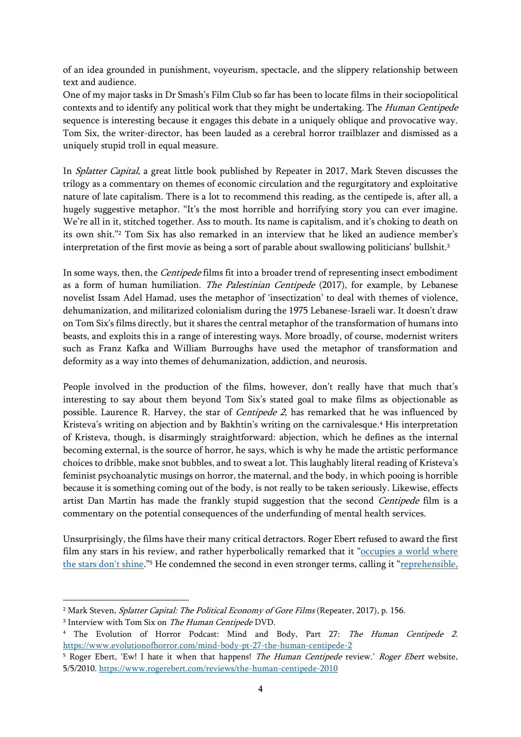of an idea grounded in punishment, voyeurism, spectacle, and the slippery relationship between text and audience.
One of my major tasks in Dr Smash's Film Club so far has been to locate films in their sociopolitical contexts and to identify any political work that they might be undertaking. The *Human Centipede* sequence is interesting because it engages this debate in a uniquely oblique and provocative way. Tom Six, the writer-director, has been lauded as a cerebral horror trailblazer and dismissed as a uniquely stupid troll in equal measure.

In *Splatter Capital*, a great little book published by Repeater in 2017, Mark Steven discusses the trilogy as a commentary on themes of economic circulation and the regurgitatory and exploitative nature of late capitalism. There is a lot to recommend this reading, as the centipede is, after all, a hugely suggestive metaphor. "It's the most horrible and horrifying story you can ever imagine. We're all in it, stitched together. Ass to mouth. Its name is capitalism, and it's choking to death on its own shit."[2] Tom Six has also remarked in an interview that he liked an audience member's interpretation of the first movie as being a sort of parable about swallowing politicians' bullshit.[3]

In some ways, then, the *Centipede* films fit into a broader trend of representing insect embodiment as a form of human humiliation. *The Palestinian Centipede* (2017), for example, by Lebanese novelist Issam Adel Hamad, uses the metaphor of 'insectization' to deal with themes of violence, dehumanization, and militarized colonialism during the 1975 Lebanese-Israeli war. It doesn't draw on Tom Six's films directly, but it shares the central metaphor of the transformation of humans into beasts, and exploits this in a range of interesting ways. More broadly, of course, modernist writers such as Franz Kafka and William Burroughs have used the metaphor of transformation and deformity as a way into themes of dehumanization, addiction, and neurosis.

People involved in the production of the films, however, don't really have that much that's interesting to say about them beyond Tom Six's stated goal to make films as objectionable as possible. Laurence R. Harvey, the star of *Centipede 2*, has remarked that he was influenced by Kristeva's writing on abjection and by Bakhtin's writing on the carnivalesque.[4] His interpretation of Kristeva, though, is disarmingly straightforward: abjection, which he defines as the internal becoming external, is the source of horror, he says, which is why he made the artistic performance choices to dribble, make snot bubbles, and to sweat a lot. This laughably literal reading of Kristeva's feminist psychoanalytic musings on horror, the maternal, and the body, in which pooing is horrible because it is something coming out of the body, is not really to be taken seriously. Likewise, effects artist Dan Martin has made the frankly stupid suggestion that the second *Centipede* film is a commentary on the potential consequences of the underfunding of mental health services.

Unsurprisingly, the films have their many critical detractors. Roger Ebert refused to award the first film any stars in his review, and rather hyperbolically remarked that it "[occupies a world where the stars don't shine](https://www.rogerebert.com/reviews/the-human-centipede-2010)."[5] He condemned the second in even stronger terms, calling it "reprehensible,

---

[2] Mark Steven, *Splatter Capital: The Political Economy of Gore Films* (Repeater, 2017), p. 156.

[3] Interview with Tom Six on *The Human Centipede* DVD.

[4] The Evolution of Horror Podcast: Mind and Body, Part 27: *The Human Centipede 2*. https://www.evolutionofhorror.com/mind-body-pt-27-the-human-centipede-2

[5] Roger Ebert, 'Ew! I hate it when that happens! *The Human Centipede* review.' *Roger Ebert* website, 5/5/2010. https://www.rogerebert.com/reviews/the-human-centipede-2010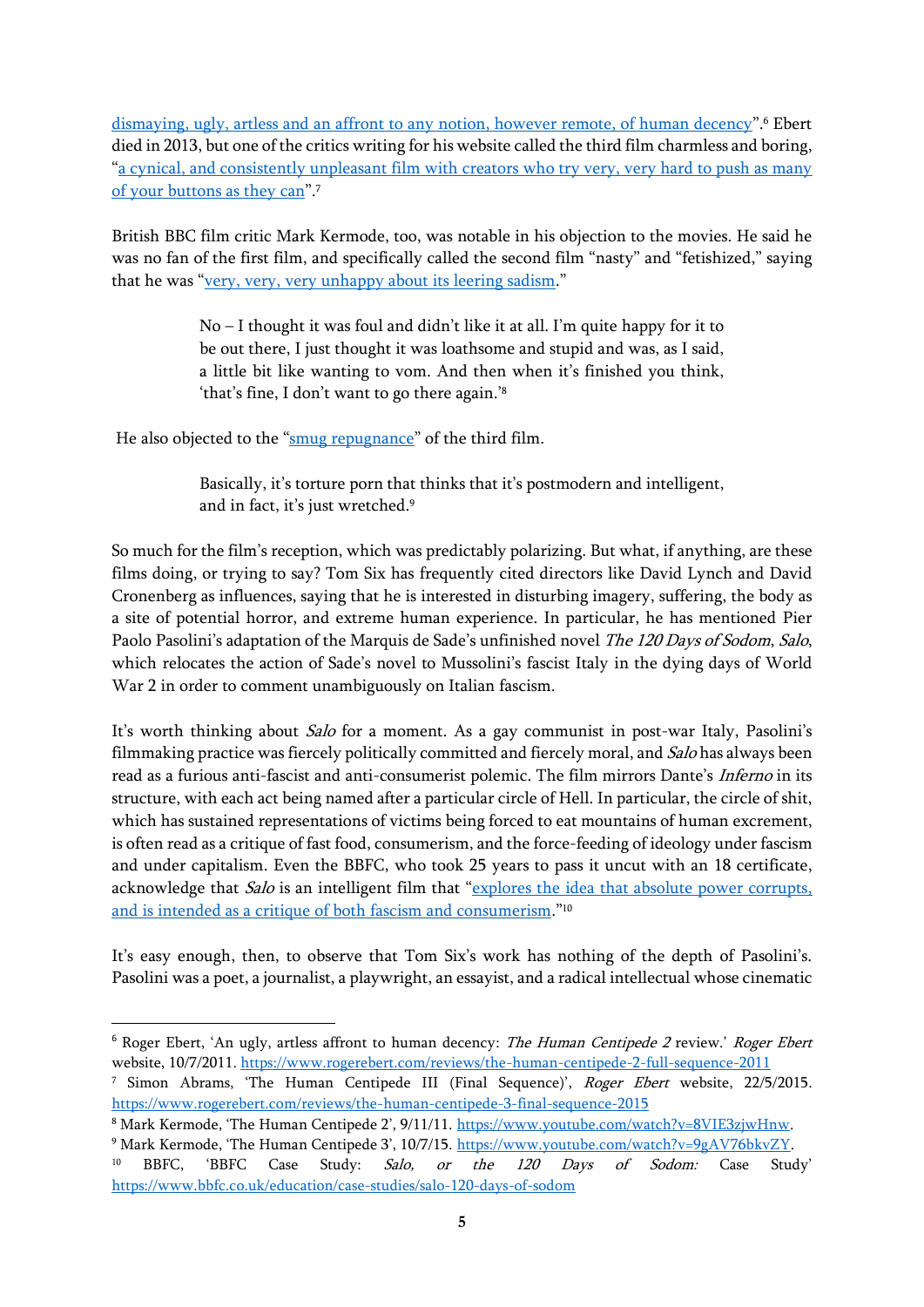dismaying, ugly, artless and an affront to any notion, however remote, of human decency".[6] Ebert died in 2013, but one of the critics writing for his website called the third film charmless and boring, "a cynical, and consistently unpleasant film with creators who try very, very hard to push as many of your buttons as they can".[7]

British BBC film critic Mark Kermode, too, was notable in his objection to the movies. He said he was no fan of the first film, and specifically called the second film "nasty" and "fetishized," saying that he was "very, very, very unhappy about its leering sadism."

> No – I thought it was foul and didn't like it at all. I'm quite happy for it to be out there, I just thought it was loathsome and stupid and was, as I said, a little bit like wanting to vom. And then when it's finished you think, 'that's fine, I don't want to go there again.'[8]

He also objected to the "smug repugnance" of the third film.

> Basically, it's torture porn that thinks that it's postmodern and intelligent, and in fact, it's just wretched.[9]

So much for the film's reception, which was predictably polarizing. But what, if anything, are these films doing, or trying to say? Tom Six has frequently cited directors like David Lynch and David Cronenberg as influences, saying that he is interested in disturbing imagery, suffering, the body as a site of potential horror, and extreme human experience. In particular, he has mentioned Pier Paolo Pasolini's adaptation of the Marquis de Sade's unfinished novel *The 120 Days of Sodom*, *Salo*, which relocates the action of Sade's novel to Mussolini's fascist Italy in the dying days of World War 2 in order to comment unambiguously on Italian fascism.

It's worth thinking about *Salo* for a moment. As a gay communist in post-war Italy, Pasolini's filmmaking practice was fiercely politically committed and fiercely moral, and *Salo* has always been read as a furious anti-fascist and anti-consumerist polemic. The film mirrors Dante's *Inferno* in its structure, with each act being named after a particular circle of Hell. In particular, the circle of shit, which has sustained representations of victims being forced to eat mountains of human excrement, is often read as a critique of fast food, consumerism, and the force-feeding of ideology under fascism and under capitalism. Even the BBFC, who took 25 years to pass it uncut with an 18 certificate, acknowledge that *Salo* is an intelligent film that "explores the idea that absolute power corrupts, and is intended as a critique of both fascism and consumerism."[10]

It's easy enough, then, to observe that Tom Six's work has nothing of the depth of Pasolini's. Pasolini was a poet, a journalist, a playwright, an essayist, and a radical intellectual whose cinematic

---

[6] Roger Ebert, 'An ugly, artless affront to human decency: *The Human Centipede 2* review.' *Roger Ebert* website, 10/7/2011. https://www.rogerebert.com/reviews/the-human-centipede-2-full-sequence-2011

[7] Simon Abrams, 'The Human Centipede III (Final Sequence)', *Roger Ebert* website, 22/5/2015. https://www.rogerebert.com/reviews/the-human-centipede-3-final-sequence-2015

[8] Mark Kermode, 'The Human Centipede 2', 9/11/11. https://www.youtube.com/watch?v=8VIE3zjwHnw.

[9] Mark Kermode, 'The Human Centipede 3', 10/7/15. https://www.youtube.com/watch?v=9gAV76bkvZY.

[10] BBFC, 'BBFC Case Study: *Salo, or the 120 Days of Sodom:* Case Study' https://www.bbfc.co.uk/education/case-studies/salo-120-days-of-sodom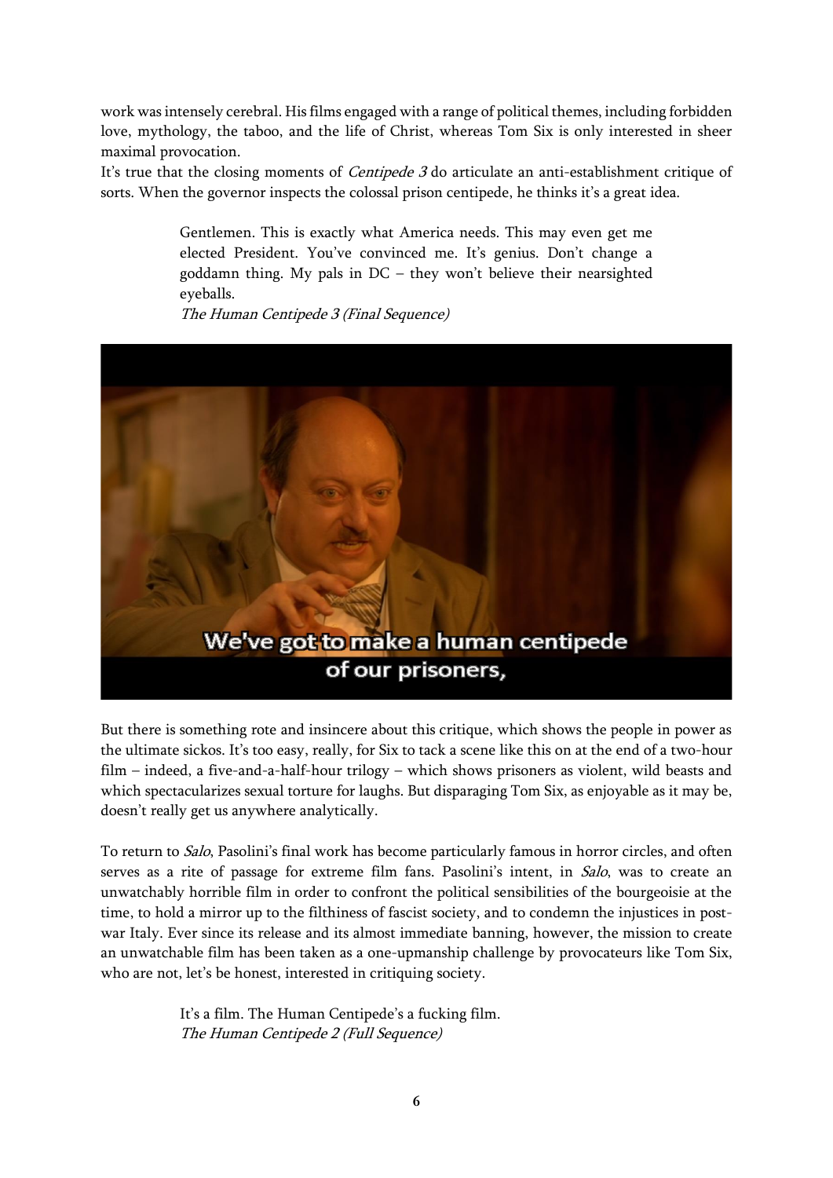work was intensely cerebral. His films engaged with a range of political themes, including forbidden love, mythology, the taboo, and the life of Christ, whereas Tom Six is only interested in sheer maximal provocation.

It's true that the closing moments of *Centipede 3* do articulate an anti-establishment critique of sorts. When the governor inspects the colossal prison centipede, he thinks it's a great idea.

> Gentlemen. This is exactly what America needs. This may even get me elected President. You've convinced me. It's genius. Don't change a goddamn thing. My pals in DC – they won't believe their nearsighted eyeballs.
> *The Human Centipede 3 (Final Sequence)*

But there is something rote and insincere about this critique, which shows the people in power as the ultimate sickos. It's too easy, really, for Six to tack a scene like this on at the end of a two-hour film – indeed, a five-and-a-half-hour trilogy – which shows prisoners as violent, wild beasts and which spectacularizes sexual torture for laughs. But disparaging Tom Six, as enjoyable as it may be, doesn't really get us anywhere analytically.

To return to *Salo*, Pasolini's final work has become particularly famous in horror circles, and often serves as a rite of passage for extreme film fans. Pasolini's intent, in *Salo*, was to create an unwatchably horrible film in order to confront the political sensibilities of the bourgeoisie at the time, to hold a mirror up to the filthiness of fascist society, and to condemn the injustices in post-war Italy. Ever since its release and its almost immediate banning, however, the mission to create an unwatchable film has been taken as a one-upmanship challenge by provocateurs like Tom Six, who are not, let's be honest, interested in critiquing society.

> It's a film. The Human Centipede's a fucking film.
> *The Human Centipede 2 (Full Sequence)*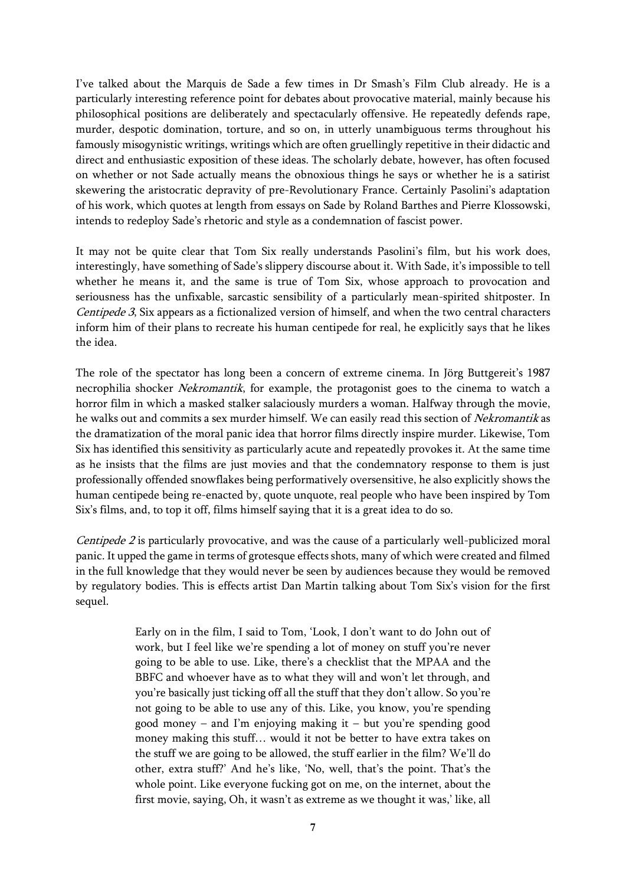I've talked about the Marquis de Sade a few times in Dr Smash's Film Club already. He is a particularly interesting reference point for debates about provocative material, mainly because his philosophical positions are deliberately and spectacularly offensive. He repeatedly defends rape, murder, despotic domination, torture, and so on, in utterly unambiguous terms throughout his famously misogynistic writings, writings which are often gruellingly repetitive in their didactic and direct and enthusiastic exposition of these ideas. The scholarly debate, however, has often focused on whether or not Sade actually means the obnoxious things he says or whether he is a satirist skewering the aristocratic depravity of pre-Revolutionary France. Certainly Pasolini's adaptation of his work, which quotes at length from essays on Sade by Roland Barthes and Pierre Klossowski, intends to redeploy Sade's rhetoric and style as a condemnation of fascist power.

It may not be quite clear that Tom Six really understands Pasolini's film, but his work does, interestingly, have something of Sade's slippery discourse about it. With Sade, it's impossible to tell whether he means it, and the same is true of Tom Six, whose approach to provocation and seriousness has the unfixable, sarcastic sensibility of a particularly mean-spirited shitposter. In *Centipede 3*, Six appears as a fictionalized version of himself, and when the two central characters inform him of their plans to recreate his human centipede for real, he explicitly says that he likes the idea.

The role of the spectator has long been a concern of extreme cinema. In Jörg Buttgereit's 1987 necrophilia shocker *Nekromantik*, for example, the protagonist goes to the cinema to watch a horror film in which a masked stalker salaciously murders a woman. Halfway through the movie, he walks out and commits a sex murder himself. We can easily read this section of *Nekromantik* as the dramatization of the moral panic idea that horror films directly inspire murder. Likewise, Tom Six has identified this sensitivity as particularly acute and repeatedly provokes it. At the same time as he insists that the films are just movies and that the condemnatory response to them is just professionally offended snowflakes being performatively oversensitive, he also explicitly shows the human centipede being re-enacted by, quote unquote, real people who have been inspired by Tom Six's films, and, to top it off, films himself saying that it is a great idea to do so.

*Centipede 2* is particularly provocative, and was the cause of a particularly well-publicized moral panic. It upped the game in terms of grotesque effects shots, many of which were created and filmed in the full knowledge that they would never be seen by audiences because they would be removed by regulatory bodies. This is effects artist Dan Martin talking about Tom Six's vision for the first sequel.

> Early on in the film, I said to Tom, 'Look, I don't want to do John out of work, but I feel like we're spending a lot of money on stuff you're never going to be able to use. Like, there's a checklist that the MPAA and the BBFC and whoever have as to what they will and won't let through, and you're basically just ticking off all the stuff that they don't allow. So you're not going to be able to use any of this. Like, you know, you're spending good money – and I'm enjoying making it – but you're spending good money making this stuff… would it not be better to have extra takes on the stuff we are going to be allowed, the stuff earlier in the film? We'll do other, extra stuff?' And he's like, 'No, well, that's the point. That's the whole point. Like everyone fucking got on me, on the internet, about the first movie, saying, Oh, it wasn't as extreme as we thought it was,' like, all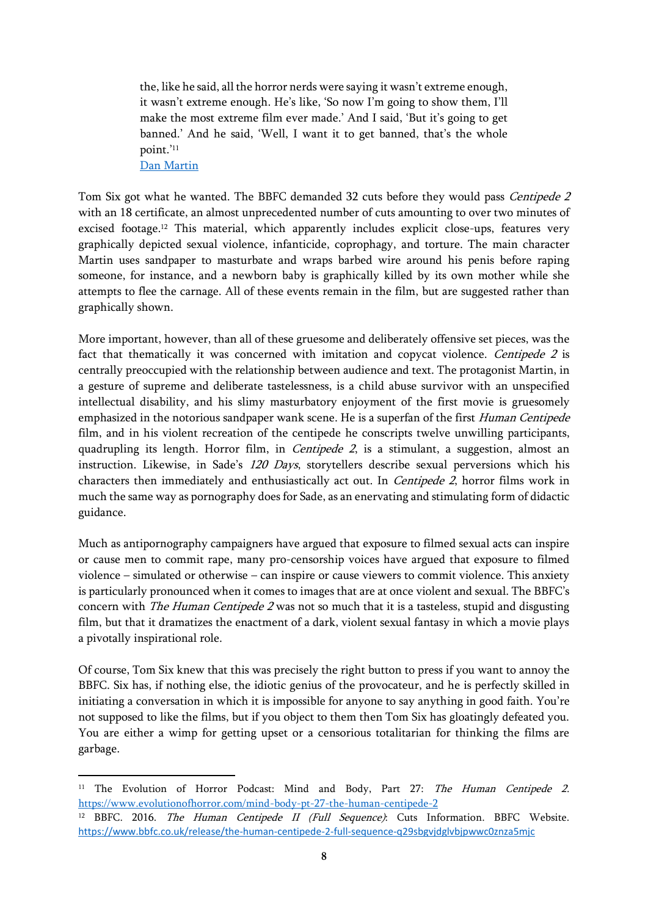> the, like he said, all the horror nerds were saying it wasn't extreme enough, it wasn't extreme enough. He's like, 'So now I'm going to show them, I'll make the most extreme film ever made.' And I said, 'But it's going to get banned.' And he said, 'Well, I want it to get banned, that's the whole point.'[11]
> [Dan Martin]

Tom Six got what he wanted. The BBFC demanded 32 cuts before they would pass *Centipede 2* with an 18 certificate, an almost unprecedented number of cuts amounting to over two minutes of excised footage.[12] This material, which apparently includes explicit close-ups, features very graphically depicted sexual violence, infanticide, coprophagy, and torture. The main character Martin uses sandpaper to masturbate and wraps barbed wire around his penis before raping someone, for instance, and a newborn baby is graphically killed by its own mother while she attempts to flee the carnage. All of these events remain in the film, but are suggested rather than graphically shown.

More important, however, than all of these gruesome and deliberately offensive set pieces, was the fact that thematically it was concerned with imitation and copycat violence. *Centipede 2* is centrally preoccupied with the relationship between audience and text. The protagonist Martin, in a gesture of supreme and deliberate tastelessness, is a child abuse survivor with an unspecified intellectual disability, and his slimy masturbatory enjoyment of the first movie is gruesomely emphasized in the notorious sandpaper wank scene. He is a superfan of the first *Human Centipede* film, and in his violent recreation of the centipede he conscripts twelve unwilling participants, quadrupling its length. Horror film, in *Centipede 2*, is a stimulant, a suggestion, almost an instruction. Likewise, in Sade's *120 Days*, storytellers describe sexual perversions which his characters then immediately and enthusiastically act out. In *Centipede 2*, horror films work in much the same way as pornography does for Sade, as an enervating and stimulating form of didactic guidance.

Much as antipornography campaigners have argued that exposure to filmed sexual acts can inspire or cause men to commit rape, many pro-censorship voices have argued that exposure to filmed violence – simulated or otherwise – can inspire or cause viewers to commit violence. This anxiety is particularly pronounced when it comes to images that are at once violent and sexual. The BBFC's concern with *The Human Centipede 2* was not so much that it is a tasteless, stupid and disgusting film, but that it dramatizes the enactment of a dark, violent sexual fantasy in which a movie plays a pivotally inspirational role.

Of course, Tom Six knew that this was precisely the right button to press if you want to annoy the BBFC. Six has, if nothing else, the idiotic genius of the provocateur, and he is perfectly skilled in initiating a conversation in which it is impossible for anyone to say anything in good faith. You're not supposed to like the films, but if you object to them then Tom Six has gloatingly defeated you. You are either a wimp for getting upset or a censorious totalitarian for thinking the films are garbage.

---

[11] The Evolution of Horror Podcast: Mind and Body, Part 27: *The Human Centipede 2*. https://www.evolutionofhorror.com/mind-body-pt-27-the-human-centipede-2

[12] BBFC. 2016. *The Human Centipede II (Full Sequence)*: Cuts Information. BBFC Website. https://www.bbfc.co.uk/release/the-human-centipede-2-full-sequence-q29sbgvjdglvbjpwwc0znza5mjc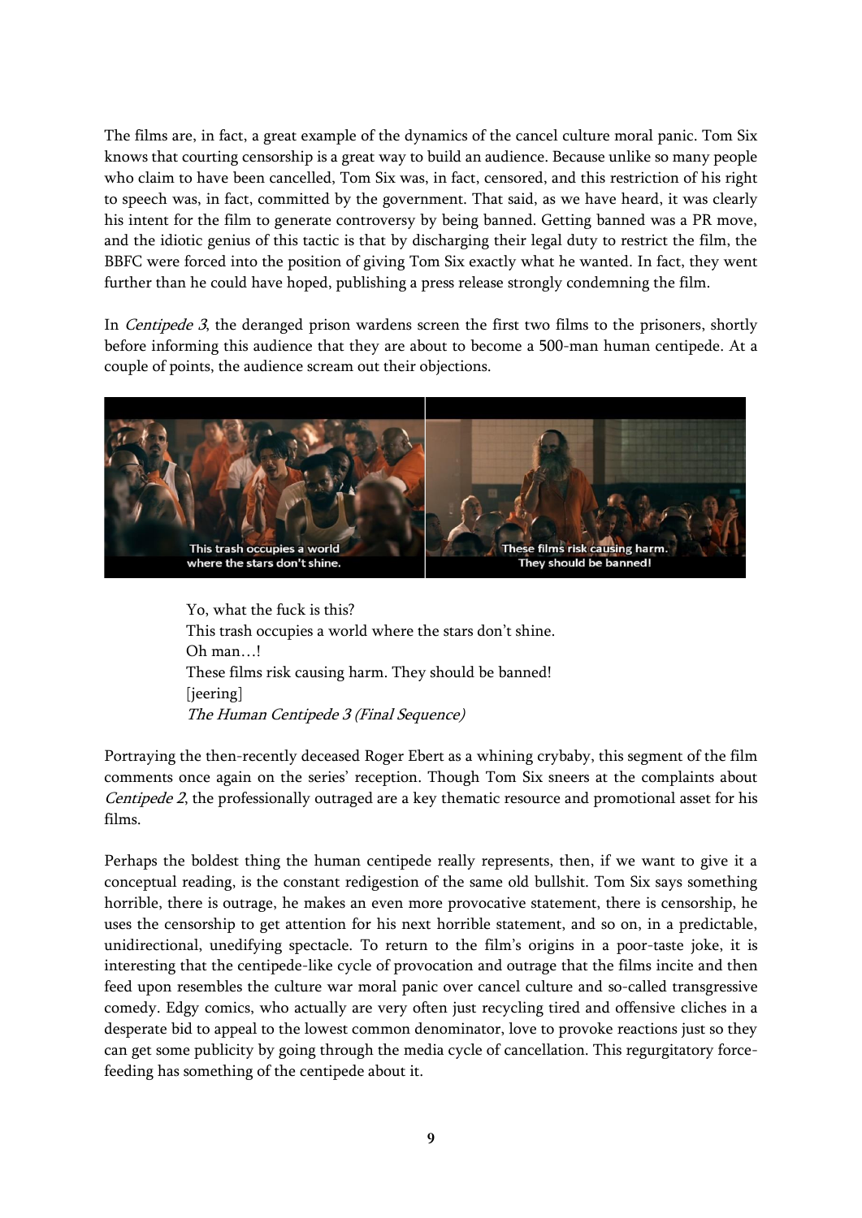The films are, in fact, a great example of the dynamics of the cancel culture moral panic. Tom Six knows that courting censorship is a great way to build an audience. Because unlike so many people who claim to have been cancelled, Tom Six was, in fact, censored, and this restriction of his right to speech was, in fact, committed by the government. That said, as we have heard, it was clearly his intent for the film to generate controversy by being banned. Getting banned was a PR move, and the idiotic genius of this tactic is that by discharging their legal duty to restrict the film, the BBFC were forced into the position of giving Tom Six exactly what he wanted. In fact, they went further than he could have hoped, publishing a press release strongly condemning the film.

In *Centipede 3*, the deranged prison wardens screen the first two films to the prisoners, shortly before informing this audience that they are about to become a 500-man human centipede. At a couple of points, the audience scream out their objections.

> Yo, what the fuck is this?
> This trash occupies a world where the stars don't shine.
> Oh man…!
> These films risk causing harm. They should be banned!
> [jeering]
> *The Human Centipede 3 (Final Sequence)*

Portraying the then-recently deceased Roger Ebert as a whining crybaby, this segment of the film comments once again on the series' reception. Though Tom Six sneers at the complaints about *Centipede 2*, the professionally outraged are a key thematic resource and promotional asset for his films.

Perhaps the boldest thing the human centipede really represents, then, if we want to give it a conceptual reading, is the constant redigestion of the same old bullshit. Tom Six says something horrible, there is outrage, he makes an even more provocative statement, there is censorship, he uses the censorship to get attention for his next horrible statement, and so on, in a predictable, unidirectional, unedifying spectacle. To return to the film's origins in a poor-taste joke, it is interesting that the centipede-like cycle of provocation and outrage that the films incite and then feed upon resembles the culture war moral panic over cancel culture and so-called transgressive comedy. Edgy comics, who actually are very often just recycling tired and offensive cliches in a desperate bid to appeal to the lowest common denominator, love to provoke reactions just so they can get some publicity by going through the media cycle of cancellation. This regurgitatory force-feeding has something of the centipede about it.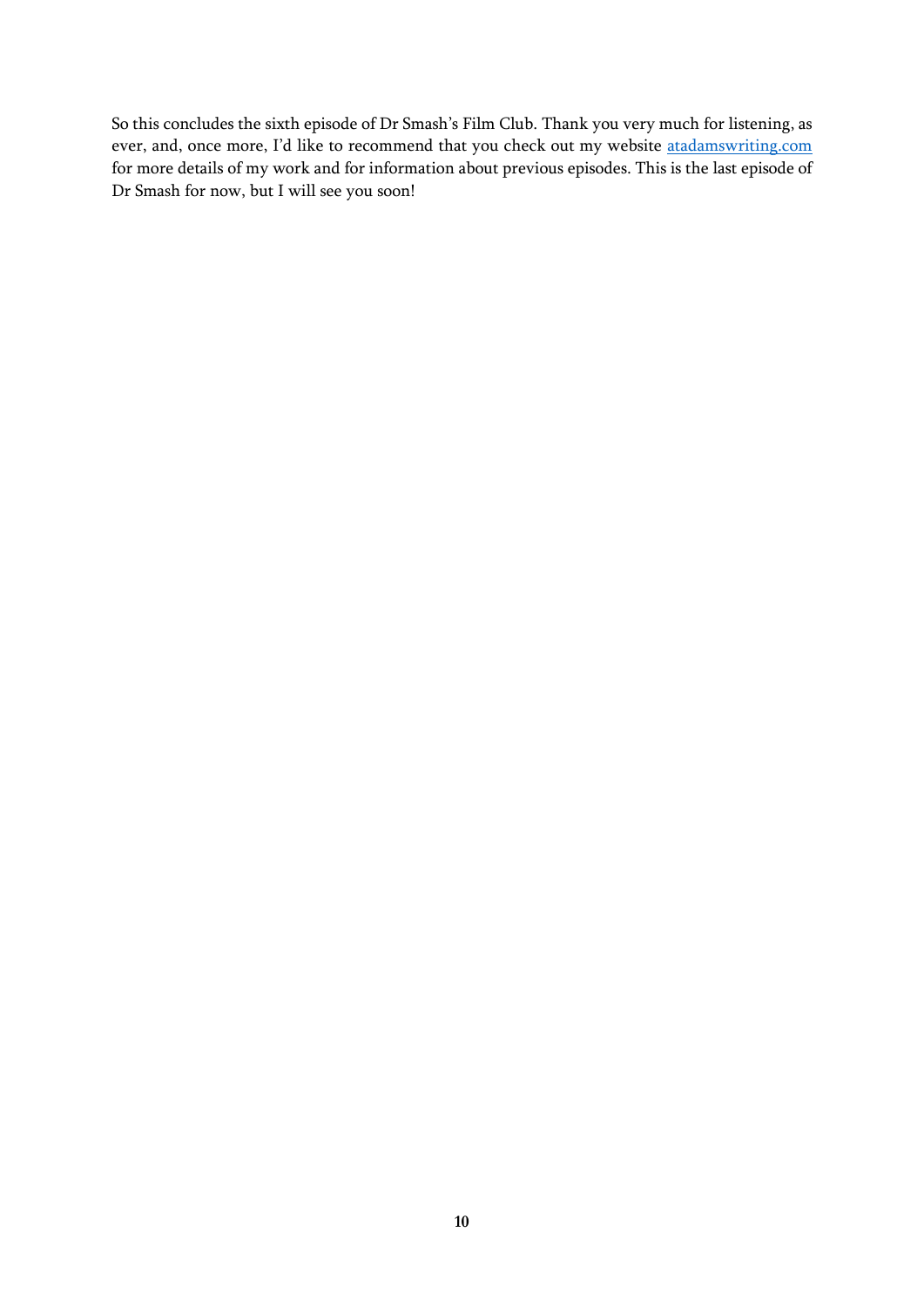So this concludes the sixth episode of Dr Smash's Film Club. Thank you very much for listening, as ever, and, once more, I'd like to recommend that you check out my website [atadamswriting.com](atadamswriting.com) for more details of my work and for information about previous episodes. This is the last episode of Dr Smash for now, but I will see you soon!